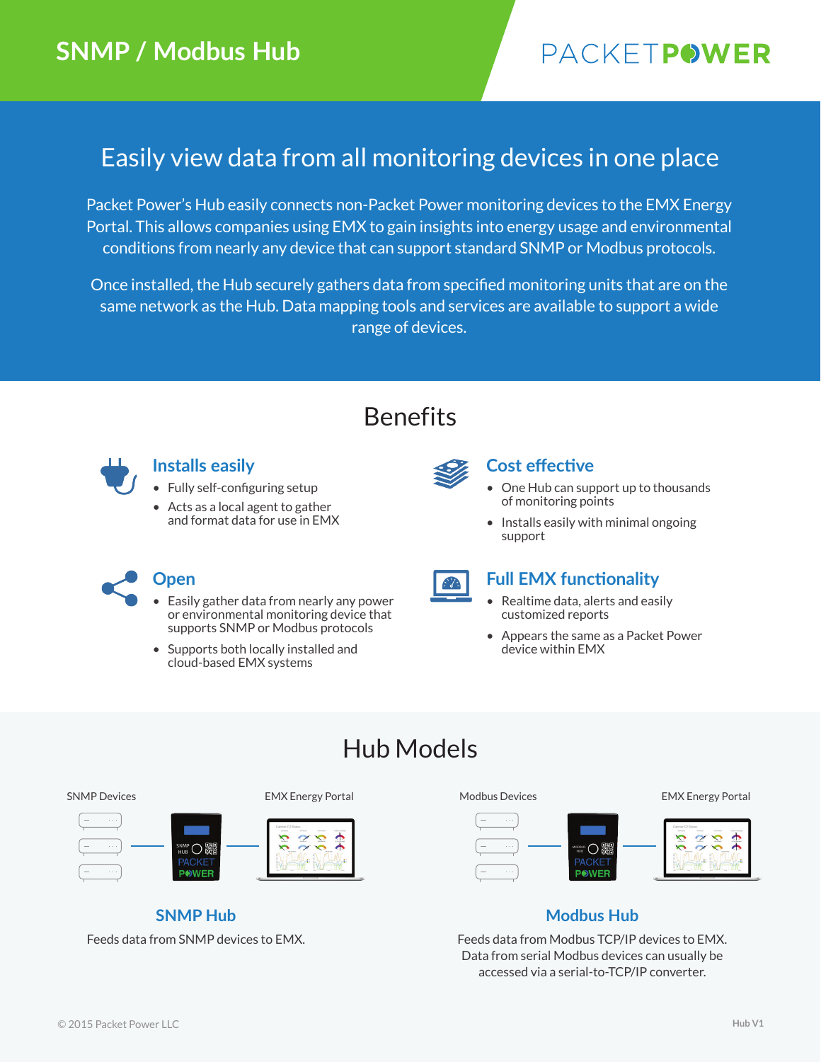# SNMP / Modbus Hub

PACKETPOWER

## Easily view data from all monitoring devices in one place

Packet Power's Hub easily connects non-Packet Power monitoring devices to the EMX Energy Portal. This allows companies using EMX to gain insights into energy usage and environmental conditions from nearly any device that can support standard SNMP or Modbus protocols.

Once installed, the Hub securely gathers data from specified monitoring units that are on the same network as the Hub. Data mapping tools and services are available to support a wide range of devices.

## Benefits

### Installs easily

- Fully self-configuring setup
- Acts as a local agent to gather and format data for use in EMX

### Cost effective

- One Hub can support up to thousands of monitoring points
- Installs easily with minimal ongoing support

### Open

- Easily gather data from nearly any power or environmental monitoring device that supports SNMP or Modbus protocols
- Supports both locally installed and cloud-based EMX systems

### Full EMX functionality

- Realtime data, alerts and easily customized reports
- Appears the same as a Packet Power device within EMX

## Hub Models

SNMP Devices — EMX Energy Portal

### SNMP Hub

Feeds data from SNMP devices to EMX.

Modbus Devices — EMX Energy Portal

### Modbus Hub

Feeds data from Modbus TCP/IP devices to EMX. Data from serial Modbus devices can usually be accessed via a serial-to-TCP/IP converter.

© 2015 Packet Power LLC

Hub V1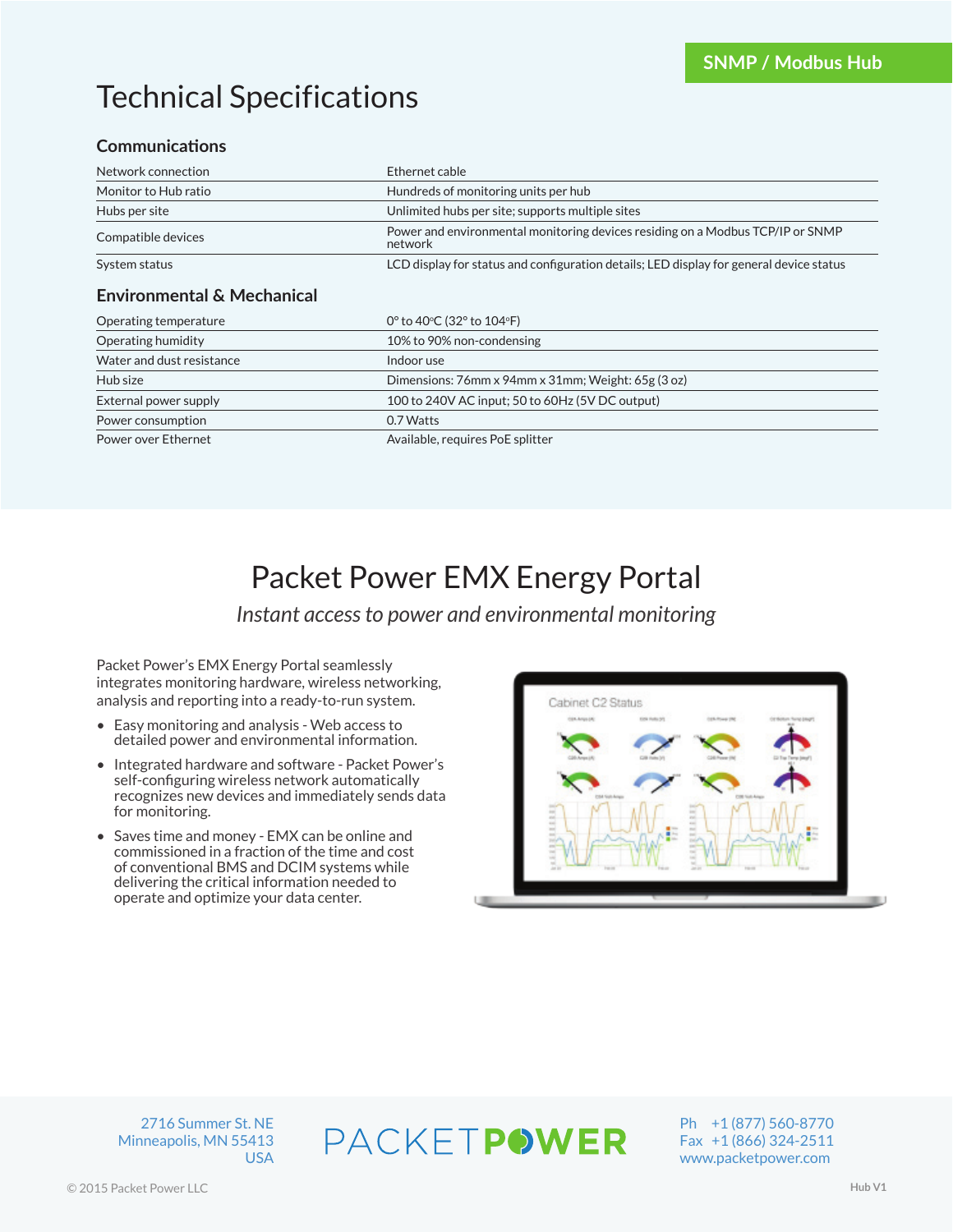SNMP / Modbus Hub

# Technical Specifications

## Communications

| | |
|---|---|
| Network connection | Ethernet cable |
| Monitor to Hub ratio | Hundreds of monitoring units per hub |
| Hubs per site | Unlimited hubs per site; supports multiple sites |
| Compatible devices | Power and environmental monitoring devices residing on a Modbus TCP/IP or SNMP network |
| System status | LCD display for status and configuration details; LED display for general device status |

## Environmental & Mechanical

| | |
|---|---|
| Operating temperature | 0° to 40°C (32° to 104°F) |
| Operating humidity | 10% to 90% non-condensing |
| Water and dust resistance | Indoor use |
| Hub size | Dimensions: 76mm x 94mm x 31mm; Weight: 65g (3 oz) |
| External power supply | 100 to 240V AC input; 50 to 60Hz (5V DC output) |
| Power consumption | 0.7 Watts |
| Power over Ethernet | Available, requires PoE splitter |

# Packet Power EMX Energy Portal

*Instant access to power and environmental monitoring*

Packet Power's EMX Energy Portal seamlessly integrates monitoring hardware, wireless networking, analysis and reporting into a ready-to-run system.

- Easy monitoring and analysis - Web access to detailed power and environmental information.
- Integrated hardware and software - Packet Power's self-configuring wireless network automatically recognizes new devices and immediately sends data for monitoring.
- Saves time and money - EMX can be online and commissioned in a fraction of the time and cost of conventional BMS and DCIM systems while delivering the critical information needed to operate and optimize your data center.

2716 Summer St. NE
Minneapolis, MN 55413
USA

PACKETPOWER

Ph +1 (877) 560-8770
Fax +1 (866) 324-2511
www.packetpower.com

© 2015 Packet Power LLC

Hub V1